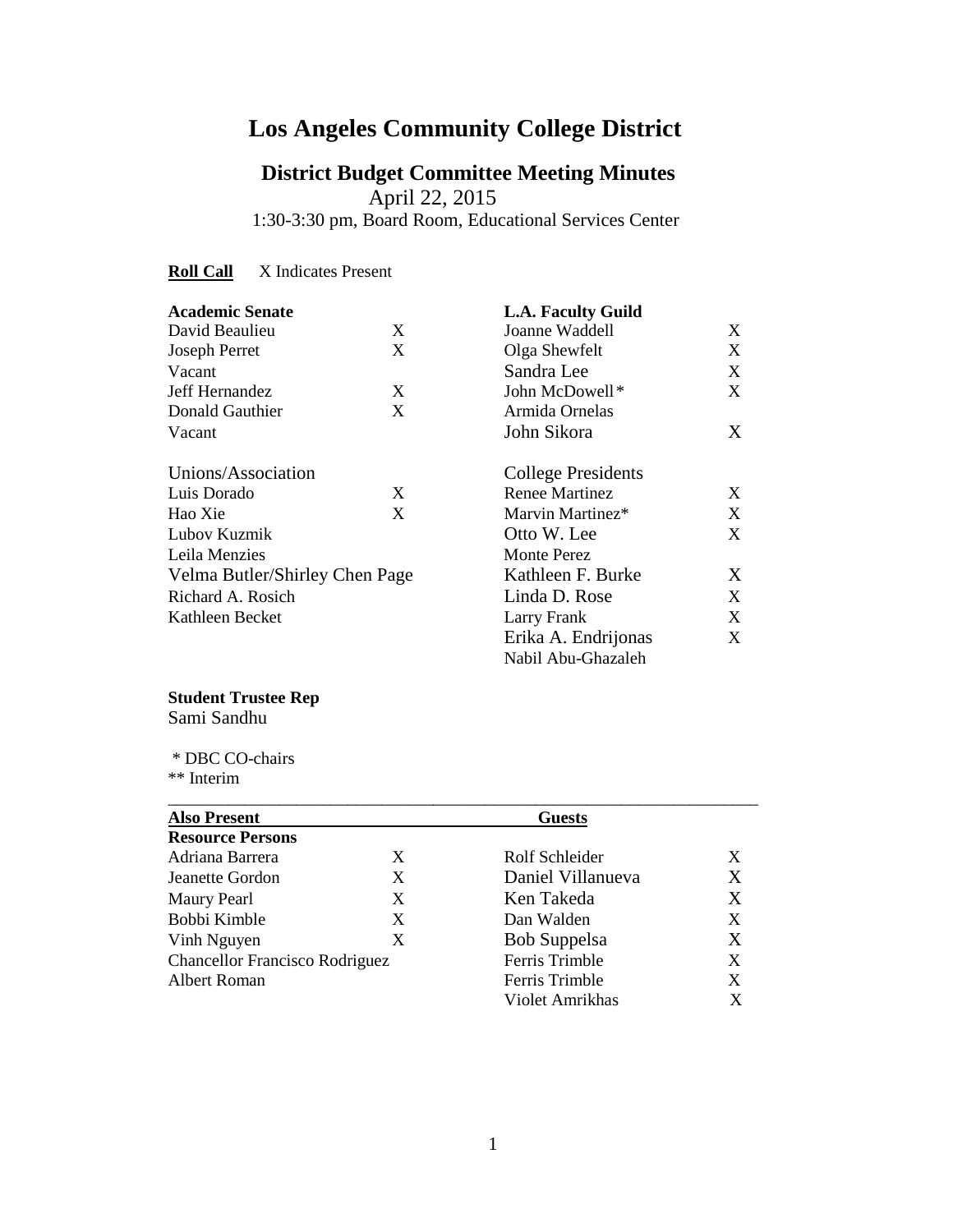# Los Angeles Community College District

## District Budget Committee Meeting Minutes

April 22, 2015

1:30-3:30 pm, Board Room, Educational Services Center

**Roll Call** X Indicates Present

| **Academic Senate** | | **L.A. Faculty Guild** | |
|---|---|---|---|
| David Beaulieu | X | Joanne Waddell | X |
| Joseph Perret | X | Olga Shewfelt | X |
| Vacant | | Sandra Lee | X |
| Jeff Hernandez | X | John McDowell* | X |
| Donald Gauthier | X | Armida Ornelas | |
| Vacant | | John Sikora | X |
| | | | |
| Unions/Association | | College Presidents | |
| Luis Dorado | X | Renee Martinez | X |
| Hao Xie | X | Marvin Martinez* | X |
| Lubov Kuzmik | | Otto W. Lee | X |
| Leila Menzies | | Monte Perez | |
| Velma Butler/Shirley Chen Page | | Kathleen F. Burke | X |
| Richard A. Rosich | | Linda D. Rose | X |
| Kathleen Becket | | Larry Frank | X |
| | | Erika A. Endrijonas | X |
| | | Nabil Abu-Ghazaleh | |

**Student Trustee Rep**
Sami Sandhu

\* DBC CO-chairs
\*\* Interim

| **Also Present** | | **Guests** | |
|---|---|---|---|
| **Resource Persons** | | | |
| Adriana Barrera | X | Rolf Schleider | X |
| Jeanette Gordon | X | Daniel Villanueva | X |
| Maury Pearl | X | Ken Takeda | X |
| Bobbi Kimble | X | Dan Walden | X |
| Vinh Nguyen | X | Bob Suppelsa | X |
| Chancellor Francisco Rodriguez | | Ferris Trimble | X |
| Albert Roman | | Ferris Trimble | X |
| | | Violet Amrikhas | X |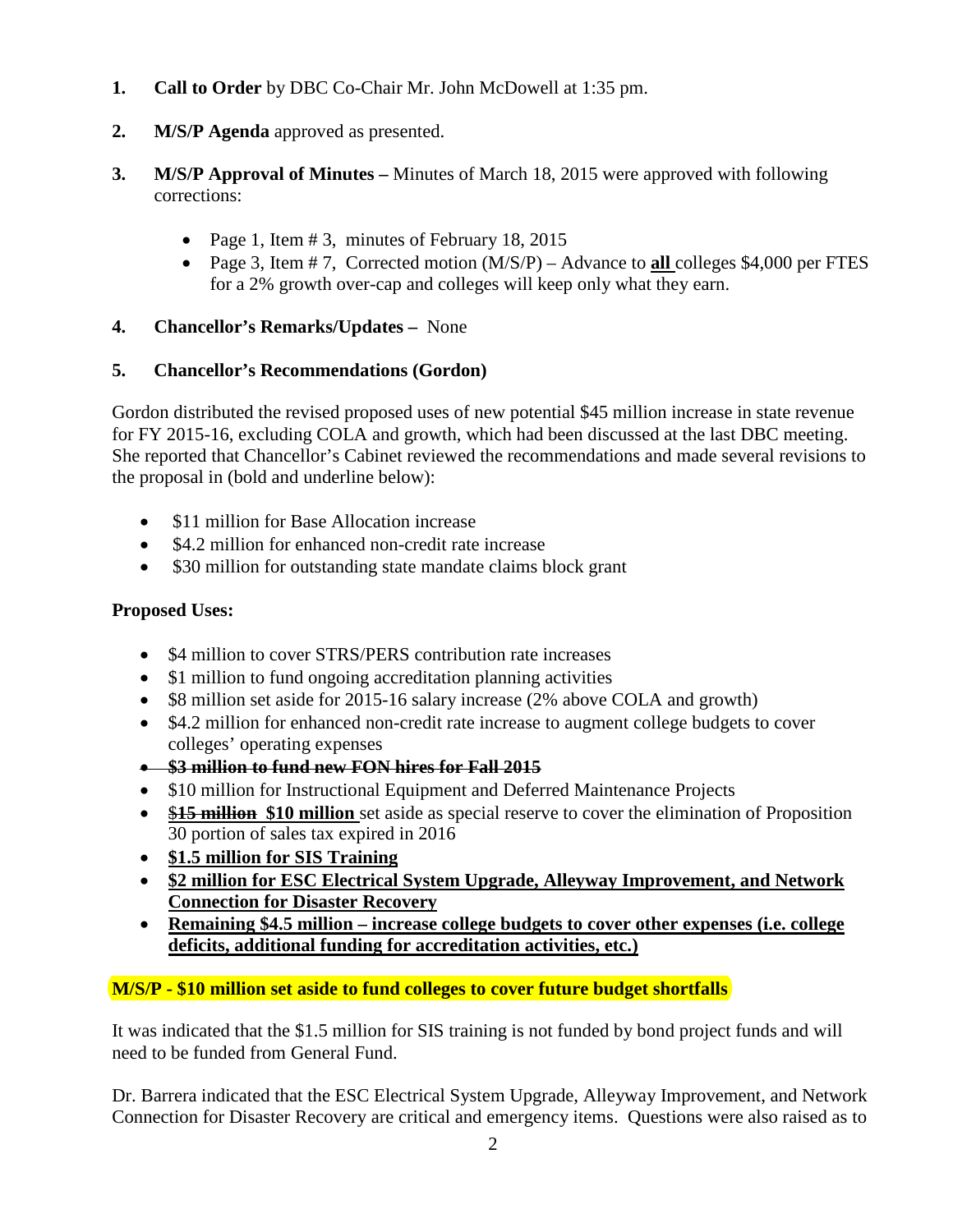1. **Call to Order** by DBC Co-Chair Mr. John McDowell at 1:35 pm.

2. **M/S/P Agenda** approved as presented.

3. **M/S/P Approval of Minutes –** Minutes of March 18, 2015 were approved with following corrections:

    - Page 1, Item # 3, minutes of February 18, 2015
    - Page 3, Item # 7, Corrected motion (M/S/P) – Advance to <u>**all**</u> colleges \$4,000 per FTES for a 2% growth over-cap and colleges will keep only what they earn.

4. **Chancellor's Remarks/Updates –** None

5. **Chancellor's Recommendations (Gordon)**

Gordon distributed the revised proposed uses of new potential \$45 million increase in state revenue for FY 2015-16, excluding COLA and growth, which had been discussed at the last DBC meeting. She reported that Chancellor's Cabinet reviewed the recommendations and made several revisions to the proposal in (bold and underline below):

- \$11 million for Base Allocation increase
- \$4.2 million for enhanced non-credit rate increase
- \$30 million for outstanding state mandate claims block grant

**Proposed Uses:**

- \$4 million to cover STRS/PERS contribution rate increases
- \$1 million to fund ongoing accreditation planning activities
- \$8 million set aside for 2015-16 salary increase (2% above COLA and growth)
- \$4.2 million for enhanced non-credit rate increase to augment college budgets to cover colleges' operating expenses
- ~~**\$3 million to fund new FON hires for Fall 2015**~~
- \$10 million for Instructional Equipment and Deferred Maintenance Projects
- ~~**\$15 million**~~ <u>**\$10 million**</u> set aside as special reserve to cover the elimination of Proposition 30 portion of sales tax expired in 2016
- <u>**\$1.5 million for SIS Training**</u>
- <u>**\$2 million for ESC Electrical System Upgrade, Alleyway Improvement, and Network Connection for Disaster Recovery**</u>
- <u>**Remaining \$4.5 million – increase college budgets to cover other expenses (i.e. college deficits, additional funding for accreditation activities, etc.)**</u>

**M/S/P - \$10 million set aside to fund colleges to cover future budget shortfalls**

It was indicated that the \$1.5 million for SIS training is not funded by bond project funds and will need to be funded from General Fund.

Dr. Barrera indicated that the ESC Electrical System Upgrade, Alleyway Improvement, and Network Connection for Disaster Recovery are critical and emergency items. Questions were also raised as to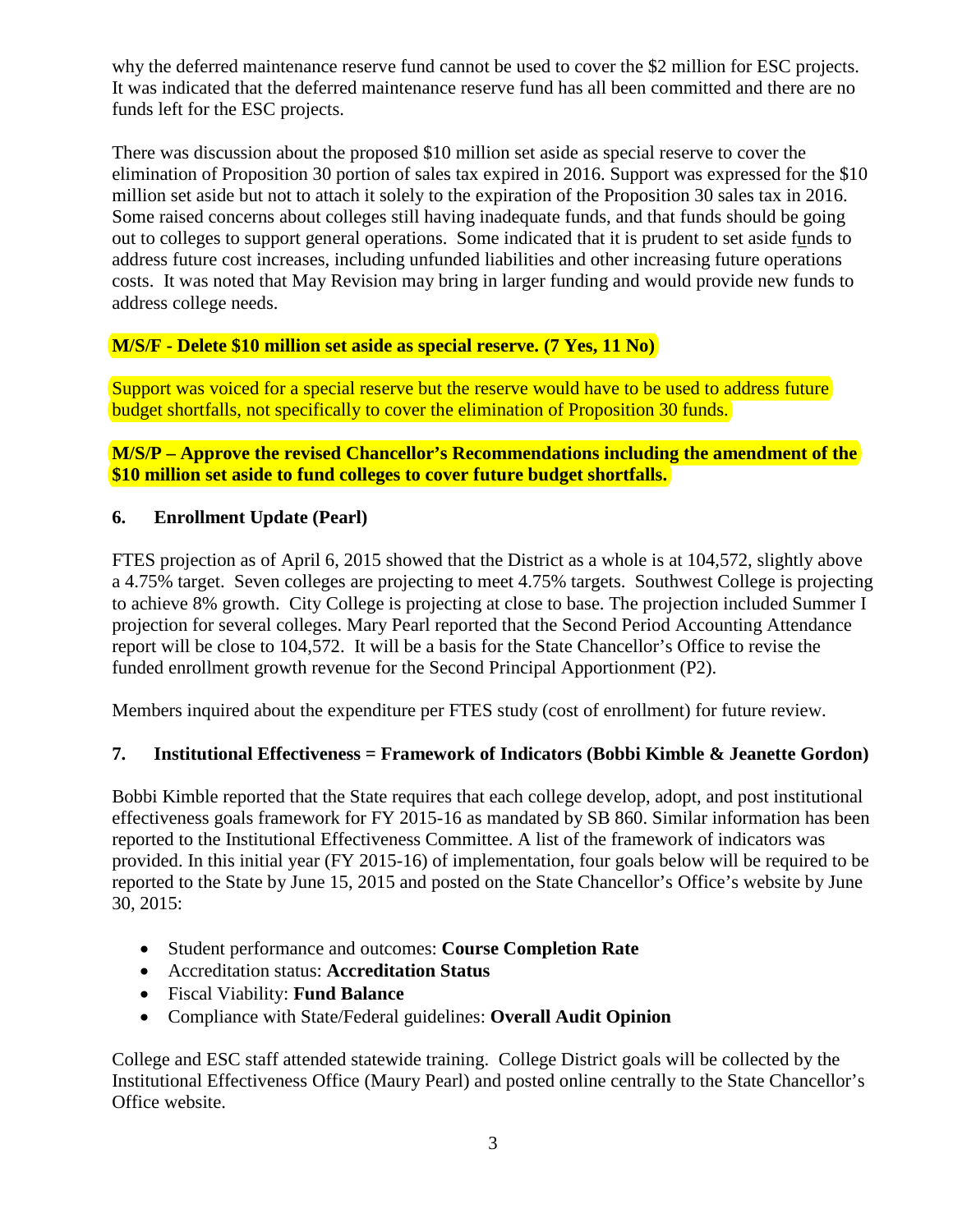why the deferred maintenance reserve fund cannot be used to cover the $2 million for ESC projects. It was indicated that the deferred maintenance reserve fund has all been committed and there are no funds left for the ESC projects.

There was discussion about the proposed $10 million set aside as special reserve to cover the elimination of Proposition 30 portion of sales tax expired in 2016. Support was expressed for the $10 million set aside but not to attach it solely to the expiration of the Proposition 30 sales tax in 2016. Some raised concerns about colleges still having inadequate funds, and that funds should be going out to colleges to support general operations. Some indicated that it is prudent to set aside funds to address future cost increases, including unfunded liabilities and other increasing future operations costs. It was noted that May Revision may bring in larger funding and would provide new funds to address college needs.

**M/S/F - Delete $10 million set aside as special reserve. (7 Yes, 11 No)**

Support was voiced for a special reserve but the reserve would have to be used to address future budget shortfalls, not specifically to cover the elimination of Proposition 30 funds.

**M/S/P – Approve the revised Chancellor's Recommendations including the amendment of the $10 million set aside to fund colleges to cover future budget shortfalls.**

**6. Enrollment Update (Pearl)**

FTES projection as of April 6, 2015 showed that the District as a whole is at 104,572, slightly above a 4.75% target. Seven colleges are projecting to meet 4.75% targets. Southwest College is projecting to achieve 8% growth. City College is projecting at close to base. The projection included Summer I projection for several colleges. Mary Pearl reported that the Second Period Accounting Attendance report will be close to 104,572. It will be a basis for the State Chancellor's Office to revise the funded enrollment growth revenue for the Second Principal Apportionment (P2).

Members inquired about the expenditure per FTES study (cost of enrollment) for future review.

**7. Institutional Effectiveness = Framework of Indicators (Bobbi Kimble & Jeanette Gordon)**

Bobbi Kimble reported that the State requires that each college develop, adopt, and post institutional effectiveness goals framework for FY 2015-16 as mandated by SB 860. Similar information has been reported to the Institutional Effectiveness Committee. A list of the framework of indicators was provided. In this initial year (FY 2015-16) of implementation, four goals below will be required to be reported to the State by June 15, 2015 and posted on the State Chancellor's Office's website by June 30, 2015:

- Student performance and outcomes: **Course Completion Rate**
- Accreditation status: **Accreditation Status**
- Fiscal Viability: **Fund Balance**
- Compliance with State/Federal guidelines: **Overall Audit Opinion**

College and ESC staff attended statewide training. College District goals will be collected by the Institutional Effectiveness Office (Maury Pearl) and posted online centrally to the State Chancellor's Office website.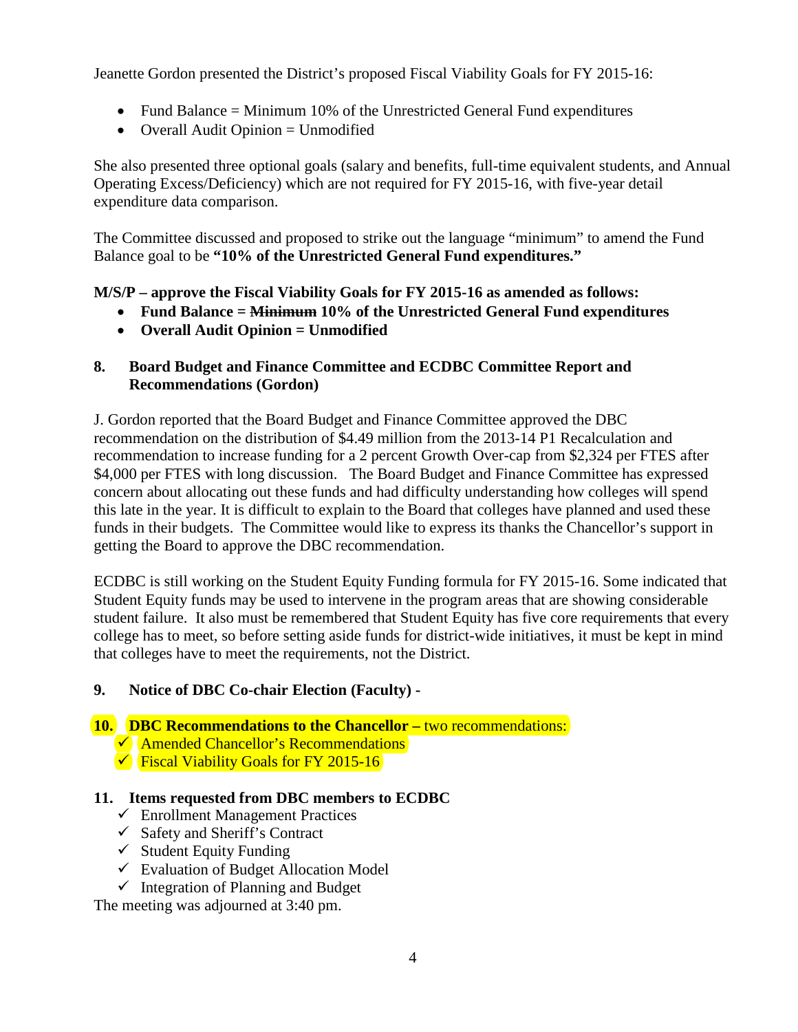Jeanette Gordon presented the District's proposed Fiscal Viability Goals for FY 2015-16:

- Fund Balance = Minimum 10% of the Unrestricted General Fund expenditures
- Overall Audit Opinion = Unmodified

She also presented three optional goals (salary and benefits, full-time equivalent students, and Annual Operating Excess/Deficiency) which are not required for FY 2015-16, with five-year detail expenditure data comparison.

The Committee discussed and proposed to strike out the language "minimum" to amend the Fund Balance goal to be **"10% of the Unrestricted General Fund expenditures."**

**M/S/P – approve the Fiscal Viability Goals for FY 2015-16 as amended as follows:**

- **Fund Balance = ~~Minimum~~ 10% of the Unrestricted General Fund expenditures**
- **Overall Audit Opinion = Unmodified**

**8. Board Budget and Finance Committee and ECDBC Committee Report and Recommendations (Gordon)**

J. Gordon reported that the Board Budget and Finance Committee approved the DBC recommendation on the distribution of $4.49 million from the 2013-14 P1 Recalculation and recommendation to increase funding for a 2 percent Growth Over-cap from $2,324 per FTES after $4,000 per FTES with long discussion. The Board Budget and Finance Committee has expressed concern about allocating out these funds and had difficulty understanding how colleges will spend this late in the year. It is difficult to explain to the Board that colleges have planned and used these funds in their budgets. The Committee would like to express its thanks the Chancellor's support in getting the Board to approve the DBC recommendation.

ECDBC is still working on the Student Equity Funding formula for FY 2015-16. Some indicated that Student Equity funds may be used to intervene in the program areas that are showing considerable student failure. It also must be remembered that Student Equity has five core requirements that every college has to meet, so before setting aside funds for district-wide initiatives, it must be kept in mind that colleges have to meet the requirements, not the District.

**9. Notice of DBC Co-chair Election (Faculty) -**

**10. DBC Recommendations to the Chancellor –** two recommendations:

- ✓ Amended Chancellor's Recommendations
- ✓ Fiscal Viability Goals for FY 2015-16

**11. Items requested from DBC members to ECDBC**

- ✓ Enrollment Management Practices
- ✓ Safety and Sheriff's Contract
- ✓ Student Equity Funding
- ✓ Evaluation of Budget Allocation Model
- ✓ Integration of Planning and Budget

The meeting was adjourned at 3:40 pm.